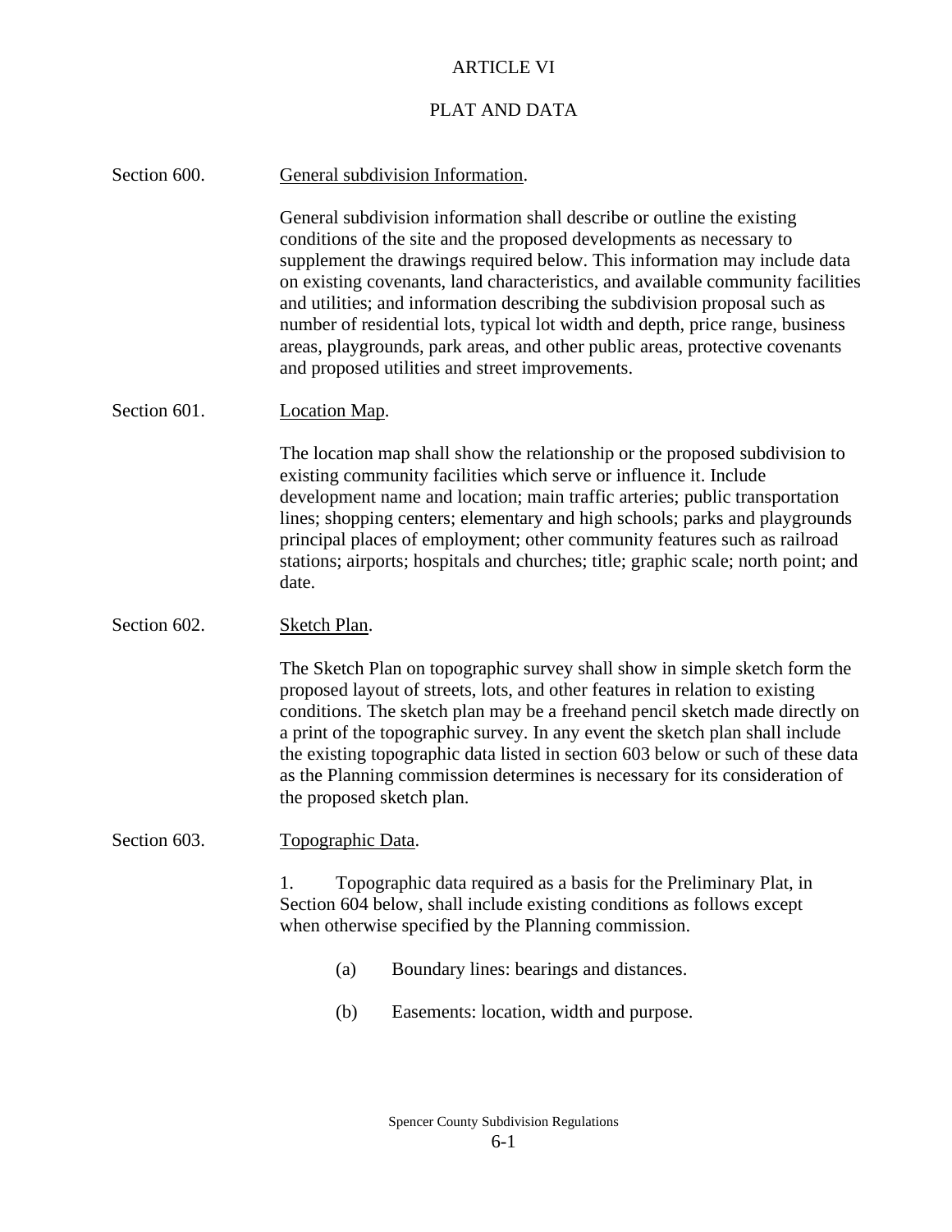# ARTICLE VI

## PLAT AND DATA

Section 600. General subdivision Information.

General subdivision information shall describe or outline the existing conditions of the site and the proposed developments as necessary to supplement the drawings required below. This information may include data on existing covenants, land characteristics, and available community facilities and utilities; and information describing the subdivision proposal such as number of residential lots, typical lot width and depth, price range, business areas, playgrounds, park areas, and other public areas, protective covenants and proposed utilities and street improvements.

Section 601. Location Map.

The location map shall show the relationship or the proposed subdivision to existing community facilities which serve or influence it. Include development name and location; main traffic arteries; public transportation lines; shopping centers; elementary and high schools; parks and playgrounds principal places of employment; other community features such as railroad stations; airports; hospitals and churches; title; graphic scale; north point; and date.

Section 602. Sketch Plan.

The Sketch Plan on topographic survey shall show in simple sketch form the proposed layout of streets, lots, and other features in relation to existing conditions. The sketch plan may be a freehand pencil sketch made directly on a print of the topographic survey. In any event the sketch plan shall include the existing topographic data listed in section 603 below or such of these data as the Planning commission determines is necessary for its consideration of the proposed sketch plan.

Section 603. Topographic Data.

1. Topographic data required as a basis for the Preliminary Plat, in Section 604 below, shall include existing conditions as follows except when otherwise specified by the Planning commission.

   (a) Boundary lines: bearings and distances.

   (b) Easements: location, width and purpose.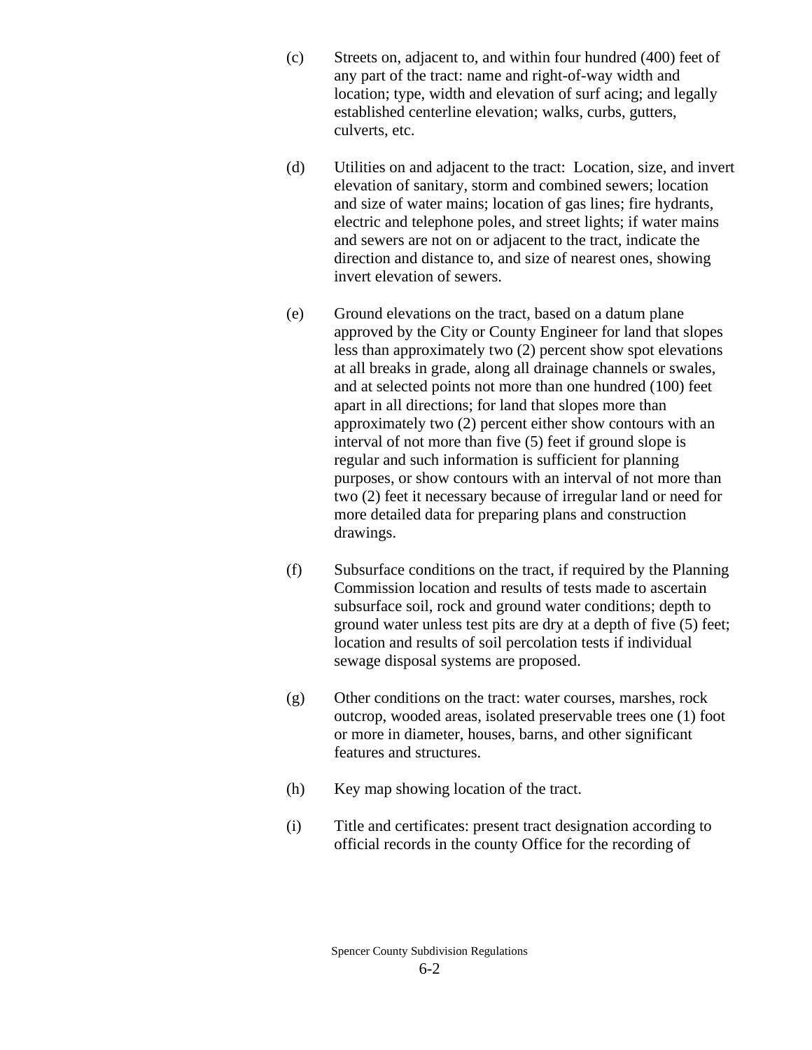(c) Streets on, adjacent to, and within four hundred (400) feet of any part of the tract: name and right-of-way width and location; type, width and elevation of surf acing; and legally established centerline elevation; walks, curbs, gutters, culverts, etc.

(d) Utilities on and adjacent to the tract: Location, size, and invert elevation of sanitary, storm and combined sewers; location and size of water mains; location of gas lines; fire hydrants, electric and telephone poles, and street lights; if water mains and sewers are not on or adjacent to the tract, indicate the direction and distance to, and size of nearest ones, showing invert elevation of sewers.

(e) Ground elevations on the tract, based on a datum plane approved by the City or County Engineer for land that slopes less than approximately two (2) percent show spot elevations at all breaks in grade, along all drainage channels or swales, and at selected points not more than one hundred (100) feet apart in all directions; for land that slopes more than approximately two (2) percent either show contours with an interval of not more than five (5) feet if ground slope is regular and such information is sufficient for planning purposes, or show contours with an interval of not more than two (2) feet it necessary because of irregular land or need for more detailed data for preparing plans and construction drawings.

(f) Subsurface conditions on the tract, if required by the Planning Commission location and results of tests made to ascertain subsurface soil, rock and ground water conditions; depth to ground water unless test pits are dry at a depth of five (5) feet; location and results of soil percolation tests if individual sewage disposal systems are proposed.

(g) Other conditions on the tract: water courses, marshes, rock outcrop, wooded areas, isolated preservable trees one (1) foot or more in diameter, houses, barns, and other significant features and structures.

(h) Key map showing location of the tract.

(i) Title and certificates: present tract designation according to official records in the county Office for the recording of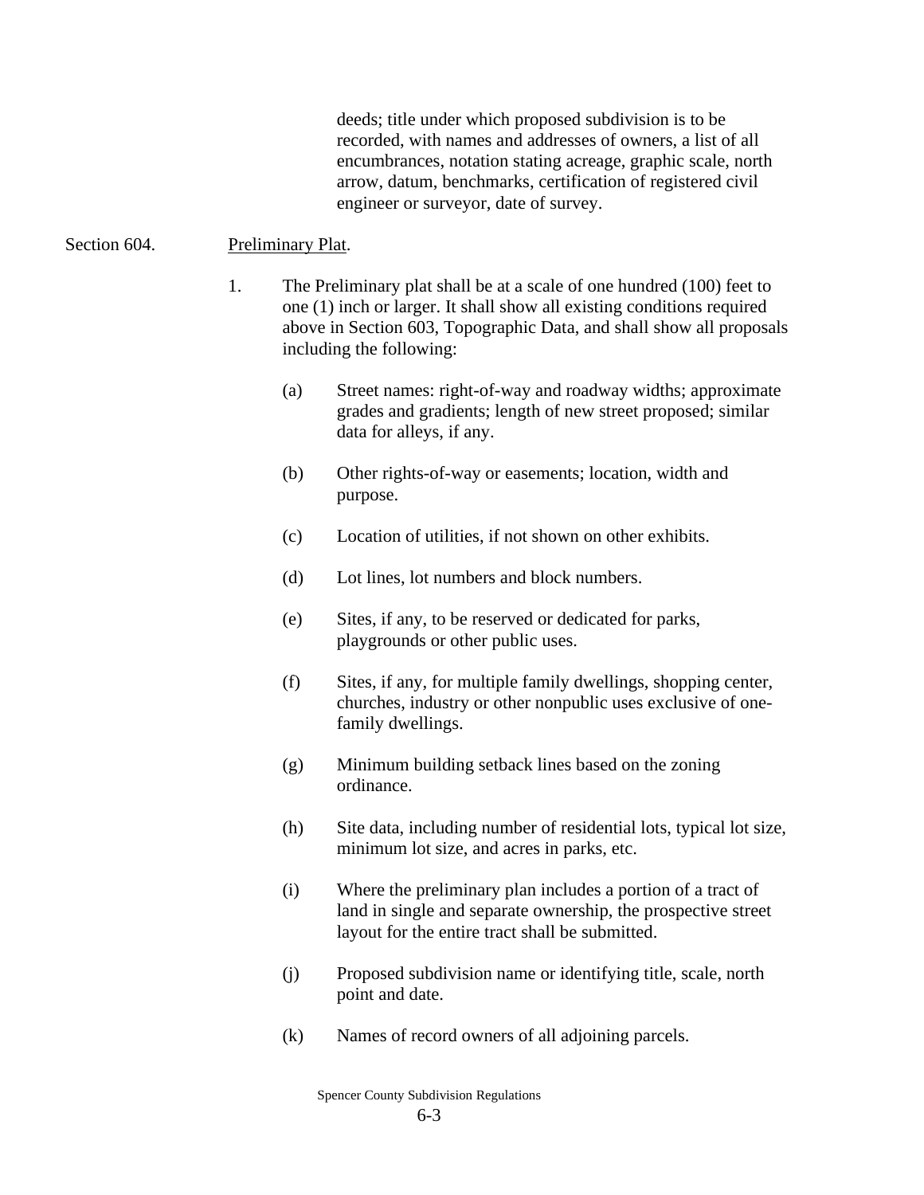deeds; title under which proposed subdivision is to be recorded, with names and addresses of owners, a list of all encumbrances, notation stating acreage, graphic scale, north arrow, datum, benchmarks, certification of registered civil engineer or surveyor, date of survey.

Section 604. Preliminary Plat.

1. The Preliminary plat shall be at a scale of one hundred (100) feet to one (1) inch or larger. It shall show all existing conditions required above in Section 603, Topographic Data, and shall show all proposals including the following:

   (a) Street names: right-of-way and roadway widths; approximate grades and gradients; length of new street proposed; similar data for alleys, if any.

   (b) Other rights-of-way or easements; location, width and purpose.

   (c) Location of utilities, if not shown on other exhibits.

   (d) Lot lines, lot numbers and block numbers.

   (e) Sites, if any, to be reserved or dedicated for parks, playgrounds or other public uses.

   (f) Sites, if any, for multiple family dwellings, shopping center, churches, industry or other nonpublic uses exclusive of one-family dwellings.

   (g) Minimum building setback lines based on the zoning ordinance.

   (h) Site data, including number of residential lots, typical lot size, minimum lot size, and acres in parks, etc.

   (i) Where the preliminary plan includes a portion of a tract of land in single and separate ownership, the prospective street layout for the entire tract shall be submitted.

   (j) Proposed subdivision name or identifying title, scale, north point and date.

   (k) Names of record owners of all adjoining parcels.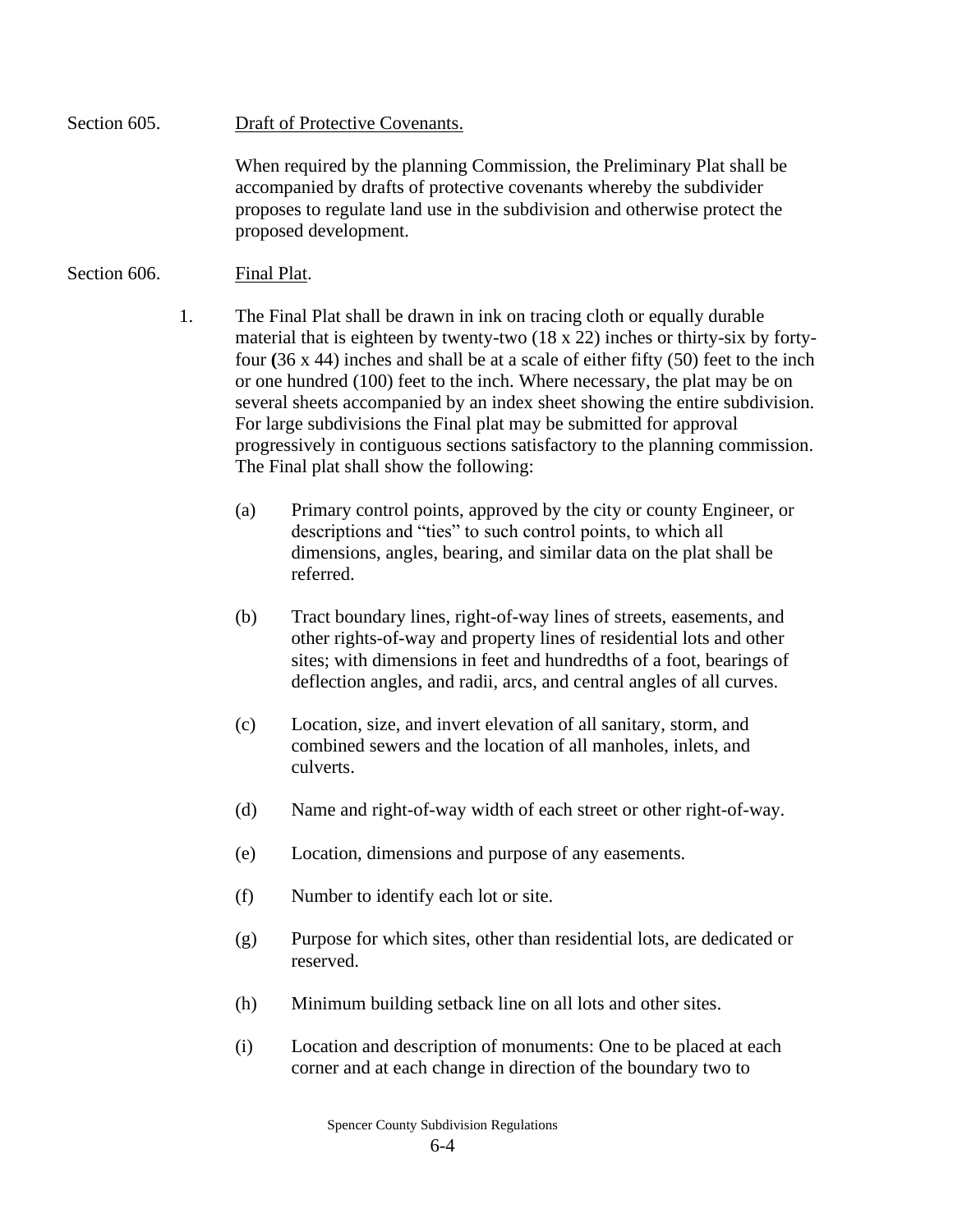Section 605. Draft of Protective Covenants.

When required by the planning Commission, the Preliminary Plat shall be accompanied by drafts of protective covenants whereby the subdivider proposes to regulate land use in the subdivision and otherwise protect the proposed development.

Section 606. Final Plat.

1. The Final Plat shall be drawn in ink on tracing cloth or equally durable material that is eighteen by twenty-two (18 x 22) inches or thirty-six by forty-four (36 x 44) inches and shall be at a scale of either fifty (50) feet to the inch or one hundred (100) feet to the inch. Where necessary, the plat may be on several sheets accompanied by an index sheet showing the entire subdivision. For large subdivisions the Final plat may be submitted for approval progressively in contiguous sections satisfactory to the planning commission. The Final plat shall show the following:

   (a) Primary control points, approved by the city or county Engineer, or descriptions and "ties" to such control points, to which all dimensions, angles, bearing, and similar data on the plat shall be referred.

   (b) Tract boundary lines, right-of-way lines of streets, easements, and other rights-of-way and property lines of residential lots and other sites; with dimensions in feet and hundredths of a foot, bearings of deflection angles, and radii, arcs, and central angles of all curves.

   (c) Location, size, and invert elevation of all sanitary, storm, and combined sewers and the location of all manholes, inlets, and culverts.

   (d) Name and right-of-way width of each street or other right-of-way.

   (e) Location, dimensions and purpose of any easements.

   (f) Number to identify each lot or site.

   (g) Purpose for which sites, other than residential lots, are dedicated or reserved.

   (h) Minimum building setback line on all lots and other sites.

   (i) Location and description of monuments: One to be placed at each corner and at each change in direction of the boundary two to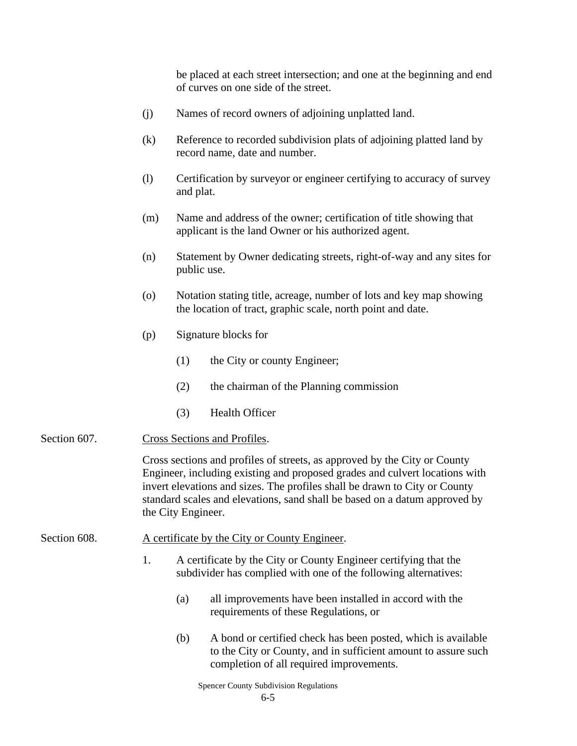be placed at each street intersection; and one at the beginning and end of curves on one side of the street.

(j) Names of record owners of adjoining unplatted land.

(k) Reference to recorded subdivision plats of adjoining platted land by record name, date and number.

(l) Certification by surveyor or engineer certifying to accuracy of survey and plat.

(m) Name and address of the owner; certification of title showing that applicant is the land Owner or his authorized agent.

(n) Statement by Owner dedicating streets, right-of-way and any sites for public use.

(o) Notation stating title, acreage, number of lots and key map showing the location of tract, graphic scale, north point and date.

(p) Signature blocks for

(1) the City or county Engineer;

(2) the chairman of the Planning commission

(3) Health Officer

Section 607. Cross Sections and Profiles.

Cross sections and profiles of streets, as approved by the City or County Engineer, including existing and proposed grades and culvert locations with invert elevations and sizes. The profiles shall be drawn to City or County standard scales and elevations, sand shall be based on a datum approved by the City Engineer.

Section 608. A certificate by the City or County Engineer.

1. A certificate by the City or County Engineer certifying that the subdivider has complied with one of the following alternatives:

(a) all improvements have been installed in accord with the requirements of these Regulations, or

(b) A bond or certified check has been posted, which is available to the City or County, and in sufficient amount to assure such completion of all required improvements.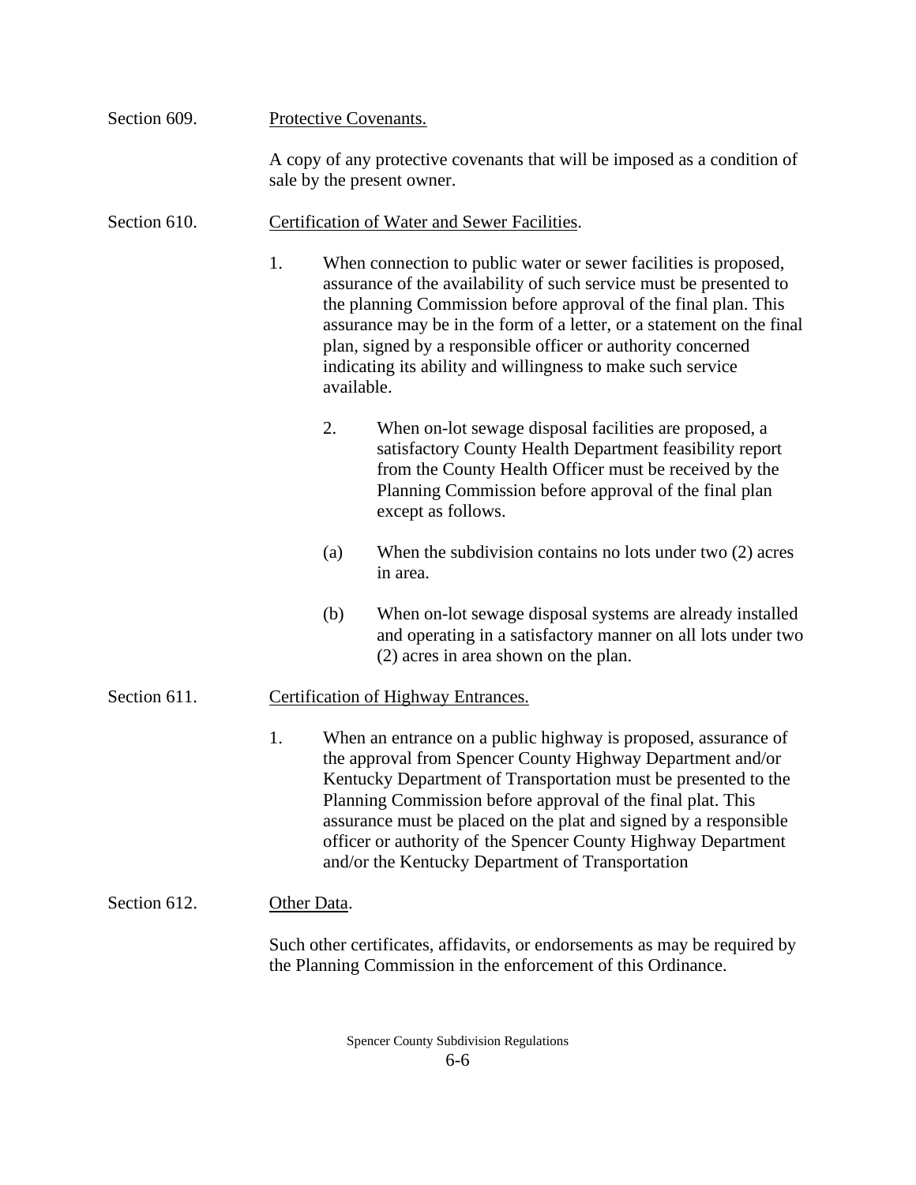Section 609. Protective Covenants.

A copy of any protective covenants that will be imposed as a condition of sale by the present owner.

Section 610. Certification of Water and Sewer Facilities.

1. When connection to public water or sewer facilities is proposed, assurance of the availability of such service must be presented to the planning Commission before approval of the final plan. This assurance may be in the form of a letter, or a statement on the final plan, signed by a responsible officer or authority concerned indicating its ability and willingness to make such service available.

2. When on-lot sewage disposal facilities are proposed, a satisfactory County Health Department feasibility report from the County Health Officer must be received by the Planning Commission before approval of the final plan except as follows.

   (a) When the subdivision contains no lots under two (2) acres in area.

   (b) When on-lot sewage disposal systems are already installed and operating in a satisfactory manner on all lots under two (2) acres in area shown on the plan.

Section 611. Certification of Highway Entrances.

1. When an entrance on a public highway is proposed, assurance of the approval from Spencer County Highway Department and/or Kentucky Department of Transportation must be presented to the Planning Commission before approval of the final plat. This assurance must be placed on the plat and signed by a responsible officer or authority of the Spencer County Highway Department and/or the Kentucky Department of Transportation

Section 612. Other Data.

Such other certificates, affidavits, or endorsements as may be required by the Planning Commission in the enforcement of this Ordinance.